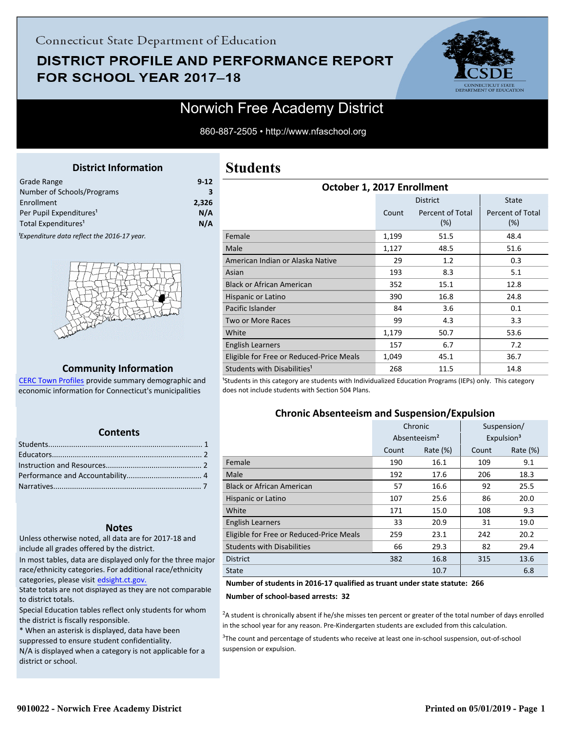Connecticut State Department of Education

# DISTRICT PROFILE AND PERFORMANCE REPORT FOR SCHOOL YEAR 2017–18

## Norwich Free Academy District

860-887-2505 • http://www.nfaschool.org

### District Information

| | |
|---|---|
| Grade Range | 9-12 |
| Number of Schools/Programs | 3 |
| Enrollment | 2,326 |
| Per Pupil Expenditures[1] | N/A |
| Total Expenditures[1] | N/A |

*[1]Expenditure data reflect the 2016-17 year.*

### Community Information

CERC Town Profiles provide summary demographic and economic information for Connecticut's municipalities

### Contents

Students........................................................................ 1
Educators...................................................................... 2
Instruction and Resources............................................. 2
Performance and Accountability.................................... 4
Narratives..................................................................... 7

### Notes

Unless otherwise noted, all data are for 2017-18 and include all grades offered by the district.

In most tables, data are displayed only for the three major race/ethnicity categories. For additional race/ethnicity categories, please visit edsight.ct.gov.

State totals are not displayed as they are not comparable to district totals.

Special Education tables reflect only students for whom the district is fiscally responsible.

* When an asterisk is displayed, data have been suppressed to ensure student confidentiality.

N/A is displayed when a category is not applicable for a district or school.

# Students

### October 1, 2017 Enrollment

| | District | | State |
|---|---|---|---|
| | Count | Percent of Total (%) | Percent of Total (%) |
| Female | 1,199 | 51.5 | 48.4 |
| Male | 1,127 | 48.5 | 51.6 |
| American Indian or Alaska Native | 29 | 1.2 | 0.3 |
| Asian | 193 | 8.3 | 5.1 |
| Black or African American | 352 | 15.1 | 12.8 |
| Hispanic or Latino | 390 | 16.8 | 24.8 |
| Pacific Islander | 84 | 3.6 | 0.1 |
| Two or More Races | 99 | 4.3 | 3.3 |
| White | 1,179 | 50.7 | 53.6 |
| English Learners | 157 | 6.7 | 7.2 |
| Eligible for Free or Reduced-Price Meals | 1,049 | 45.1 | 36.7 |
| Students with Disabilities[1] | 268 | 11.5 | 14.8 |

[1]Students in this category are students with Individualized Education Programs (IEPs) only. This category does not include students with Section 504 Plans.

### Chronic Absenteeism and Suspension/Expulsion

| | Chronic Absenteeism[2] | | Suspension/ Expulsion[3] | |
|---|---|---|---|---|
| | Count | Rate (%) | Count | Rate (%) |
| Female | 190 | 16.1 | 109 | 9.1 |
| Male | 192 | 17.6 | 206 | 18.3 |
| Black or African American | 57 | 16.6 | 92 | 25.5 |
| Hispanic or Latino | 107 | 25.6 | 86 | 20.0 |
| White | 171 | 15.0 | 108 | 9.3 |
| English Learners | 33 | 20.9 | 31 | 19.0 |
| Eligible for Free or Reduced-Price Meals | 259 | 23.1 | 242 | 20.2 |
| Students with Disabilities | 66 | 29.3 | 82 | 29.4 |
| District | 382 | 16.8 | 315 | 13.6 |
| State | | 10.7 | | 6.8 |

**Number of students in 2016-17 qualified as truant under state statute: 266**

**Number of school-based arrests: 32**

[2]A student is chronically absent if he/she misses ten percent or greater of the total number of days enrolled in the school year for any reason. Pre-Kindergarten students are excluded from this calculation.

[3]The count and percentage of students who receive at least one in-school suspension, out-of-school suspension or expulsion.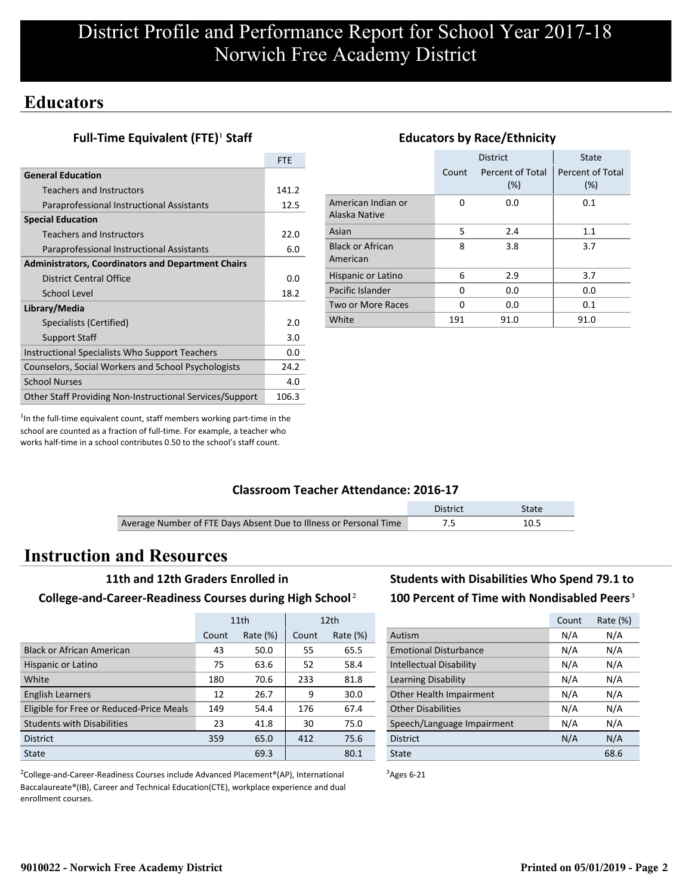// District Profile and Performance Report for School Year 2017-18
# Norwich Free Academy District

## Educators

### Full-Time Equivalent (FTE)[1] Staff

| | FTE |
|---|---|
| **General Education** | |
| Teachers and Instructors | 141.2 |
| Paraprofessional Instructional Assistants | 12.5 |
| **Special Education** | |
| Teachers and Instructors | 22.0 |
| Paraprofessional Instructional Assistants | 6.0 |
| **Administrators, Coordinators and Department Chairs** | |
| District Central Office | 0.0 |
| School Level | 18.2 |
| **Library/Media** | |
| Specialists (Certified) | 2.0 |
| Support Staff | 3.0 |
| Instructional Specialists Who Support Teachers | 0.0 |
| Counselors, Social Workers and School Psychologists | 24.2 |
| School Nurses | 4.0 |
| Other Staff Providing Non-Instructional Services/Support | 106.3 |

[1]In the full-time equivalent count, staff members working part-time in the school are counted as a fraction of full-time. For example, a teacher who works half-time in a school contributes 0.50 to the school's staff count.

### Educators by Race/Ethnicity

| | District | | State |
|---|---|---|---|
| | Count | Percent of Total (%) | Percent of Total (%) |
| American Indian or Alaska Native | 0 | 0.0 | 0.1 |
| Asian | 5 | 2.4 | 1.1 |
| Black or African American | 8 | 3.8 | 3.7 |
| Hispanic or Latino | 6 | 2.9 | 3.7 |
| Pacific Islander | 0 | 0.0 | 0.0 |
| Two or More Races | 0 | 0.0 | 0.1 |
| White | 191 | 91.0 | 91.0 |

### Classroom Teacher Attendance: 2016-17

| | District | State |
|---|---|---|
| Average Number of FTE Days Absent Due to Illness or Personal Time | 7.5 | 10.5 |

## Instruction and Resources

### 11th and 12th Graders Enrolled in College-and-Career-Readiness Courses during High School[2]

| | 11th | | 12th | |
|---|---|---|---|---|
| | Count | Rate (%) | Count | Rate (%) |
| Black or African American | 43 | 50.0 | 55 | 65.5 |
| Hispanic or Latino | 75 | 63.6 | 52 | 58.4 |
| White | 180 | 70.6 | 233 | 81.8 |
| English Learners | 12 | 26.7 | 9 | 30.0 |
| Eligible for Free or Reduced-Price Meals | 149 | 54.4 | 176 | 67.4 |
| Students with Disabilities | 23 | 41.8 | 30 | 75.0 |
| District | 359 | 65.0 | 412 | 75.6 |
| State | | 69.3 | | 80.1 |

[2]College-and-Career-Readiness Courses include Advanced Placement®(AP), International Baccalaureate®(IB), Career and Technical Education(CTE), workplace experience and dual enrollment courses.

### Students with Disabilities Who Spend 79.1 to 100 Percent of Time with Nondisabled Peers[3]

| | Count | Rate (%) |
|---|---|---|
| Autism | N/A | N/A |
| Emotional Disturbance | N/A | N/A |
| Intellectual Disability | N/A | N/A |
| Learning Disability | N/A | N/A |
| Other Health Impairment | N/A | N/A |
| Other Disabilities | N/A | N/A |
| Speech/Language Impairment | N/A | N/A |
| District | N/A | N/A |
| State | | 68.6 |

[3]Ages 6-21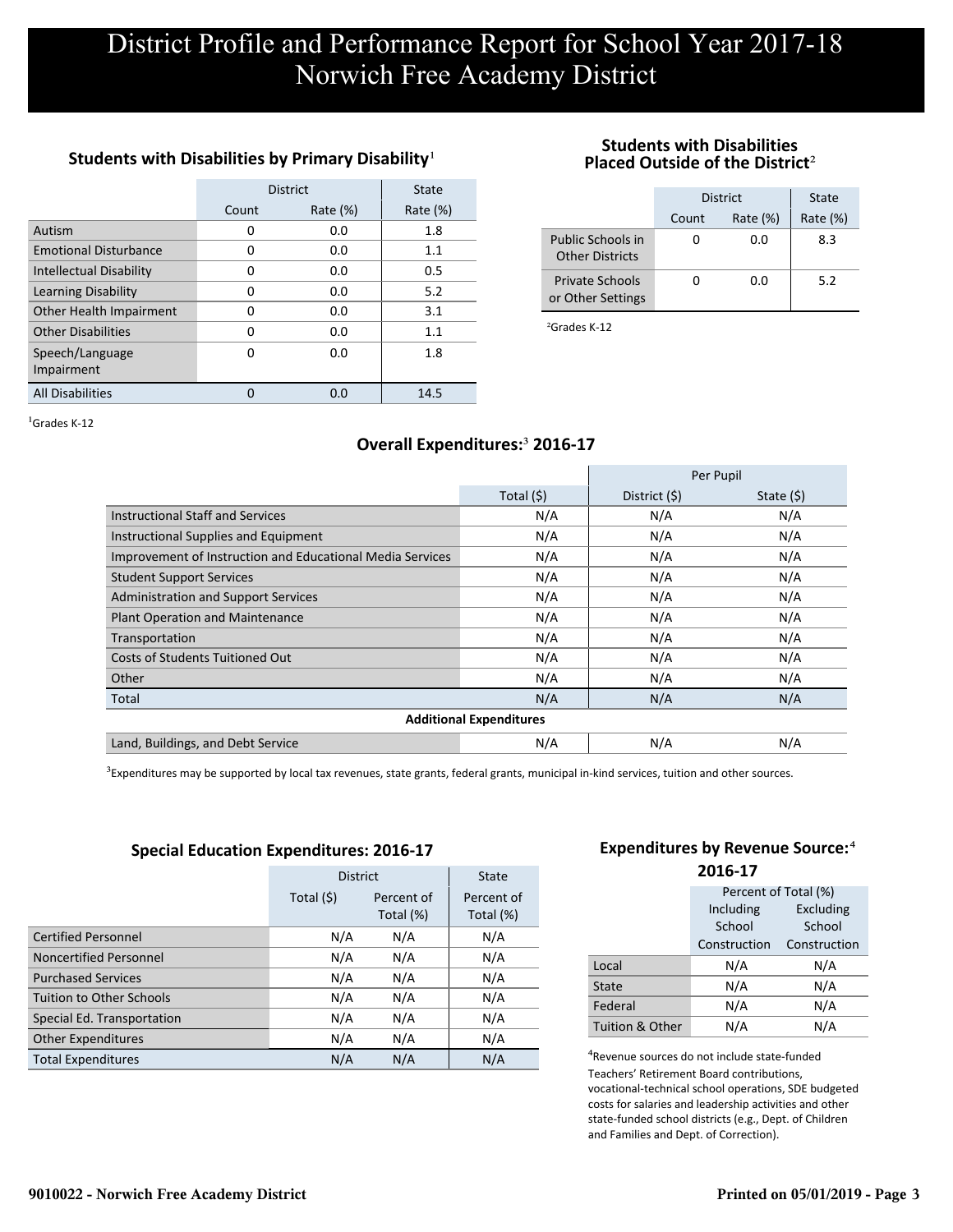# District Profile and Performance Report for School Year 2017-18
# Norwich Free Academy District

### Students with Disabilities by Primary Disability[1]

| | District | | State |
|---|---|---|---|
| | Count | Rate (%) | Rate (%) |
| Autism | 0 | 0.0 | 1.8 |
| Emotional Disturbance | 0 | 0.0 | 1.1 |
| Intellectual Disability | 0 | 0.0 | 0.5 |
| Learning Disability | 0 | 0.0 | 5.2 |
| Other Health Impairment | 0 | 0.0 | 3.1 |
| Other Disabilities | 0 | 0.0 | 1.1 |
| Speech/Language Impairment | 0 | 0.0 | 1.8 |
| All Disabilities | 0 | 0.0 | 14.5 |

[1]Grades K-12

### Students with Disabilities Placed Outside of the District[2]

| | District | | State |
|---|---|---|---|
| | Count | Rate (%) | Rate (%) |
| Public Schools in Other Districts | 0 | 0.0 | 8.3 |
| Private Schools or Other Settings | 0 | 0.0 | 5.2 |

[2]Grades K-12

### Overall Expenditures:[3] 2016-17

| | | Per Pupil | |
|---|---|---|---|
| | Total ($) | District ($) | State ($) |
| Instructional Staff and Services | N/A | N/A | N/A |
| Instructional Supplies and Equipment | N/A | N/A | N/A |
| Improvement of Instruction and Educational Media Services | N/A | N/A | N/A |
| Student Support Services | N/A | N/A | N/A |
| Administration and Support Services | N/A | N/A | N/A |
| Plant Operation and Maintenance | N/A | N/A | N/A |
| Transportation | N/A | N/A | N/A |
| Costs of Students Tuitioned Out | N/A | N/A | N/A |
| Other | N/A | N/A | N/A |
| Total | N/A | N/A | N/A |
| **Additional Expenditures** | | | |
| Land, Buildings, and Debt Service | N/A | N/A | N/A |

[3]Expenditures may be supported by local tax revenues, state grants, federal grants, municipal in-kind services, tuition and other sources.

### Special Education Expenditures: 2016-17

| | District | | State |
|---|---|---|---|
| | Total ($) | Percent of Total (%) | Percent of Total (%) |
| Certified Personnel | N/A | N/A | N/A |
| Noncertified Personnel | N/A | N/A | N/A |
| Purchased Services | N/A | N/A | N/A |
| Tuition to Other Schools | N/A | N/A | N/A |
| Special Ed. Transportation | N/A | N/A | N/A |
| Other Expenditures | N/A | N/A | N/A |
| Total Expenditures | N/A | N/A | N/A |

### Expenditures by Revenue Source:[4] 2016-17

| | Percent of Total (%) | |
|---|---|---|
| | Including School Construction | Excluding School Construction |
| Local | N/A | N/A |
| State | N/A | N/A |
| Federal | N/A | N/A |
| Tuition & Other | N/A | N/A |

[4]Revenue sources do not include state-funded Teachers' Retirement Board contributions, vocational-technical school operations, SDE budgeted costs for salaries and leadership activities and other state-funded school districts (e.g., Dept. of Children and Families and Dept. of Correction).

9010022 - Norwich Free Academy District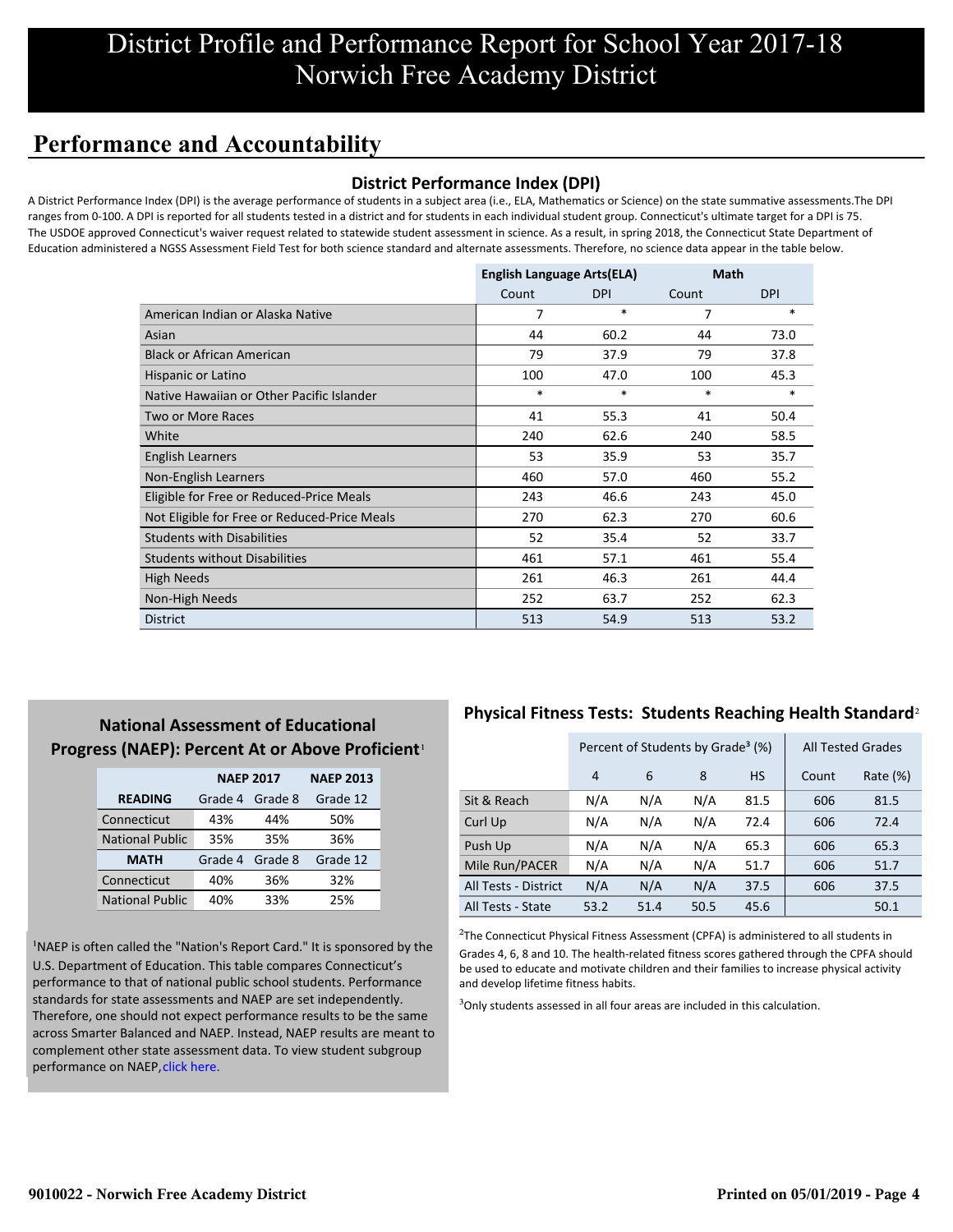# District Profile and Performance Report for School Year 2017-18
# Norwich Free Academy District

## Performance and Accountability

### District Performance Index (DPI)

A District Performance Index (DPI) is the average performance of students in a subject area (i.e., ELA, Mathematics or Science) on the state summative assessments.The DPI ranges from 0-100. A DPI is reported for all students tested in a district and for students in each individual student group. Connecticut's ultimate target for a DPI is 75. The USDOE approved Connecticut's waiver request related to statewide student assessment in science. As a result, in spring 2018, the Connecticut State Department of Education administered a NGSS Assessment Field Test for both science standard and alternate assessments. Therefore, no science data appear in the table below.

| | English Language Arts(ELA) | | Math | |
|---|---|---|---|---|
| | Count | DPI | Count | DPI |
| American Indian or Alaska Native | 7 | * | 7 | * |
| Asian | 44 | 60.2 | 44 | 73.0 |
| Black or African American | 79 | 37.9 | 79 | 37.8 |
| Hispanic or Latino | 100 | 47.0 | 100 | 45.3 |
| Native Hawaiian or Other Pacific Islander | * | * | * | * |
| Two or More Races | 41 | 55.3 | 41 | 50.4 |
| White | 240 | 62.6 | 240 | 58.5 |
| English Learners | 53 | 35.9 | 53 | 35.7 |
| Non-English Learners | 460 | 57.0 | 460 | 55.2 |
| Eligible for Free or Reduced-Price Meals | 243 | 46.6 | 243 | 45.0 |
| Not Eligible for Free or Reduced-Price Meals | 270 | 62.3 | 270 | 60.6 |
| Students with Disabilities | 52 | 35.4 | 52 | 33.7 |
| Students without Disabilities | 461 | 57.1 | 461 | 55.4 |
| High Needs | 261 | 46.3 | 261 | 44.4 |
| Non-High Needs | 252 | 63.7 | 252 | 62.3 |
| District | 513 | 54.9 | 513 | 53.2 |

### National Assessment of Educational Progress (NAEP): Percent At or Above Proficient[1]

| | NAEP 2017 | | NAEP 2013 |
|---|---|---|---|
| **READING** | Grade 4 | Grade 8 | Grade 12 |
| Connecticut | 43% | 44% | 50% |
| National Public | 35% | 35% | 36% |
| **MATH** | Grade 4 | Grade 8 | Grade 12 |
| Connecticut | 40% | 36% | 32% |
| National Public | 40% | 33% | 25% |

[1]NAEP is often called the "Nation's Report Card." It is sponsored by the U.S. Department of Education. This table compares Connecticut's performance to that of national public school students. Performance standards for state assessments and NAEP are set independently. Therefore, one should not expect performance results to be the same across Smarter Balanced and NAEP. Instead, NAEP results are meant to complement other state assessment data. To view student subgroup performance on NAEP, click here.

### Physical Fitness Tests: Students Reaching Health Standard[2]

| | Percent of Students by Grade[3] (%) | | | | All Tested Grades | |
|---|---|---|---|---|---|---|
| | 4 | 6 | 8 | HS | Count | Rate (%) |
| Sit & Reach | N/A | N/A | N/A | 81.5 | 606 | 81.5 |
| Curl Up | N/A | N/A | N/A | 72.4 | 606 | 72.4 |
| Push Up | N/A | N/A | N/A | 65.3 | 606 | 65.3 |
| Mile Run/PACER | N/A | N/A | N/A | 51.7 | 606 | 51.7 |
| All Tests - District | N/A | N/A | N/A | 37.5 | 606 | 37.5 |
| All Tests - State | 53.2 | 51.4 | 50.5 | 45.6 | | 50.1 |

[2]The Connecticut Physical Fitness Assessment (CPFA) is administered to all students in Grades 4, 6, 8 and 10. The health-related fitness scores gathered through the CPFA should be used to educate and motivate children and their families to increase physical activity and develop lifetime fitness habits.

[3]Only students assessed in all four areas are included in this calculation.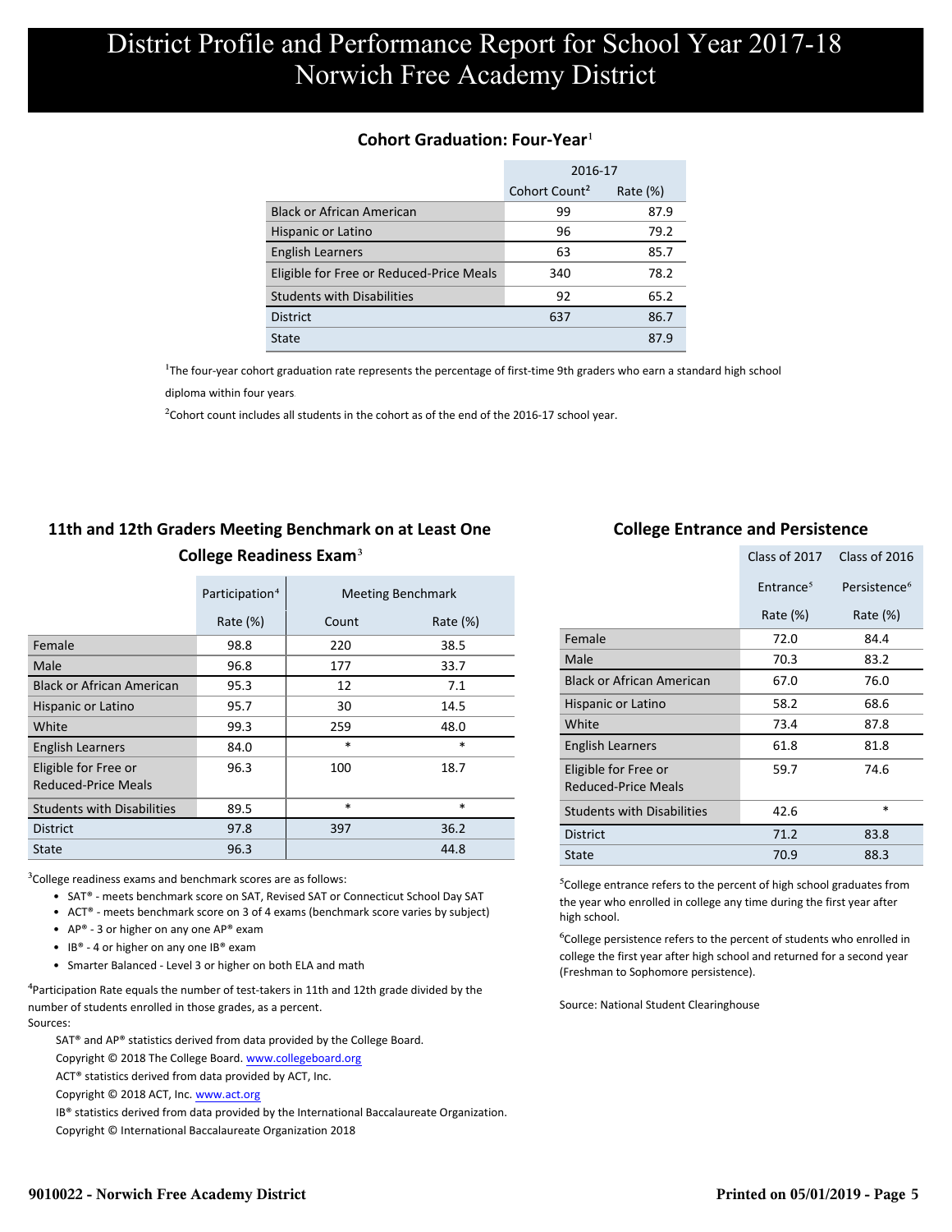# District Profile and Performance Report for School Year 2017-18
# Norwich Free Academy District

## Cohort Graduation: Four-Year[1]

| | 2016-17 | |
|---|---|---|
| | Cohort Count[2] | Rate (%) |
| Black or African American | 99 | 87.9 |
| Hispanic or Latino | 96 | 79.2 |
| English Learners | 63 | 85.7 |
| Eligible for Free or Reduced-Price Meals | 340 | 78.2 |
| Students with Disabilities | 92 | 65.2 |
| District | 637 | 86.7 |
| State | | 87.9 |

[1]The four-year cohort graduation rate represents the percentage of first-time 9th graders who earn a standard high school diploma within four years

[2]Cohort count includes all students in the cohort as of the end of the 2016-17 school year.

## 11th and 12th Graders Meeting Benchmark on at Least One College Readiness Exam[3]

| | Participation[4] | Meeting Benchmark | |
|---|---|---|---|
| | Rate (%) | Count | Rate (%) |
| Female | 98.8 | 220 | 38.5 |
| Male | 96.8 | 177 | 33.7 |
| Black or African American | 95.3 | 12 | 7.1 |
| Hispanic or Latino | 95.7 | 30 | 14.5 |
| White | 99.3 | 259 | 48.0 |
| English Learners | 84.0 | * | * |
| Eligible for Free or Reduced-Price Meals | 96.3 | 100 | 18.7 |
| Students with Disabilities | 89.5 | * | * |
| District | 97.8 | 397 | 36.2 |
| State | 96.3 | | 44.8 |

[3]College readiness exams and benchmark scores are as follows:

- SAT® - meets benchmark score on SAT, Revised SAT or Connecticut School Day SAT
- ACT® - meets benchmark score on 3 of 4 exams (benchmark score varies by subject)
- AP® - 3 or higher on any one AP® exam
- IB® - 4 or higher on any one IB® exam
- Smarter Balanced - Level 3 or higher on both ELA and math

[4]Participation Rate equals the number of test-takers in 11th and 12th grade divided by the number of students enrolled in those grades, as a percent.

Sources:

SAT® and AP® statistics derived from data provided by the College Board.
Copyright © 2018 The College Board. www.collegeboard.org

ACT® statistics derived from data provided by ACT, Inc.
Copyright © 2018 ACT, Inc. www.act.org

IB® statistics derived from data provided by the International Baccalaureate Organization.
Copyright © International Baccalaureate Organization 2018

## College Entrance and Persistence

| | Class of 2017 | Class of 2016 |
|---|---|---|
| | Entrance[5] | Persistence[6] |
| | Rate (%) | Rate (%) |
| Female | 72.0 | 84.4 |
| Male | 70.3 | 83.2 |
| Black or African American | 67.0 | 76.0 |
| Hispanic or Latino | 58.2 | 68.6 |
| White | 73.4 | 87.8 |
| English Learners | 61.8 | 81.8 |
| Eligible for Free or Reduced-Price Meals | 59.7 | 74.6 |
| Students with Disabilities | 42.6 | * |
| District | 71.2 | 83.8 |
| State | 70.9 | 88.3 |

[5]College entrance refers to the percent of high school graduates from the year who enrolled in college any time during the first year after high school.

[6]College persistence refers to the percent of students who enrolled in college the first year after high school and returned for a second year (Freshman to Sophomore persistence).

Source: National Student Clearinghouse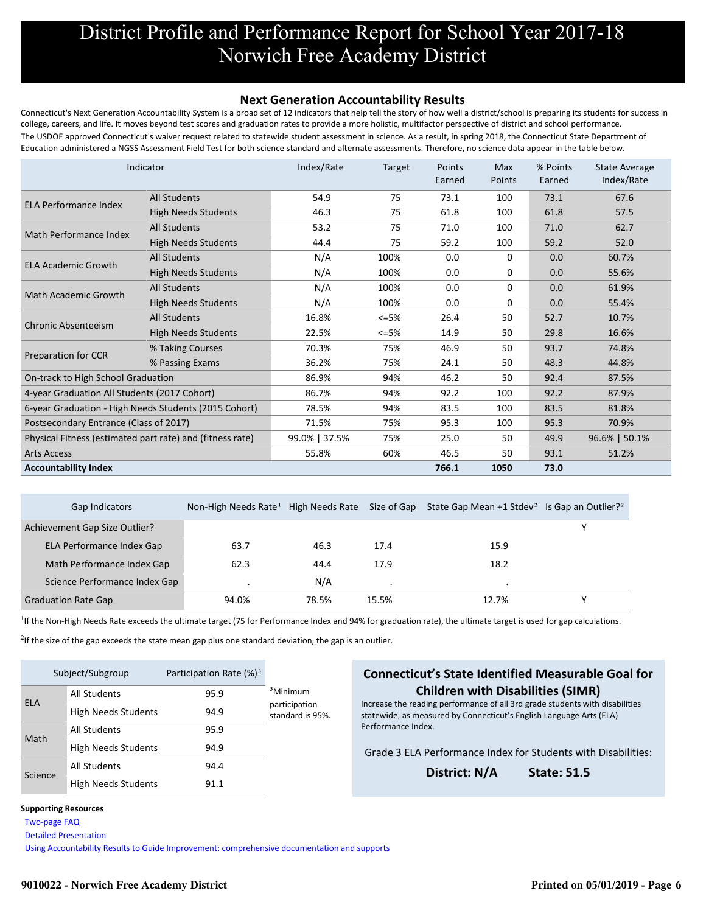# District Profile and Performance Report for School Year 2017-18
# Norwich Free Academy District

## Next Generation Accountability Results

Connecticut's Next Generation Accountability System is a broad set of 12 indicators that help tell the story of how well a district/school is preparing its students for success in college, careers, and life. It moves beyond test scores and graduation rates to provide a more holistic, multifactor perspective of district and school performance.

The USDOE approved Connecticut's waiver request related to statewide student assessment in science. As a result, in spring 2018, the Connecticut State Department of Education administered a NGSS Assessment Field Test for both science standard and alternate assessments. Therefore, no science data appear in the table below.

| Indicator | | Index/Rate | Target | Points Earned | Max Points | % Points Earned | State Average Index/Rate |
|---|---|---|---|---|---|---|---|
| ELA Performance Index | All Students | 54.9 | 75 | 73.1 | 100 | 73.1 | 67.6 |
| | High Needs Students | 46.3 | 75 | 61.8 | 100 | 61.8 | 57.5 |
| Math Performance Index | All Students | 53.2 | 75 | 71.0 | 100 | 71.0 | 62.7 |
| | High Needs Students | 44.4 | 75 | 59.2 | 100 | 59.2 | 52.0 |
| ELA Academic Growth | All Students | N/A | 100% | 0.0 | 0 | 0.0 | 60.7% |
| | High Needs Students | N/A | 100% | 0.0 | 0 | 0.0 | 55.6% |
| Math Academic Growth | All Students | N/A | 100% | 0.0 | 0 | 0.0 | 61.9% |
| | High Needs Students | N/A | 100% | 0.0 | 0 | 0.0 | 55.4% |
| Chronic Absenteeism | All Students | 16.8% | <=5% | 26.4 | 50 | 52.7 | 10.7% |
| | High Needs Students | 22.5% | <=5% | 14.9 | 50 | 29.8 | 16.6% |
| Preparation for CCR | % Taking Courses | 70.3% | 75% | 46.9 | 50 | 93.7 | 74.8% |
| | % Passing Exams | 36.2% | 75% | 24.1 | 50 | 48.3 | 44.8% |
| On-track to High School Graduation | | 86.9% | 94% | 46.2 | 50 | 92.4 | 87.5% |
| 4-year Graduation All Students (2017 Cohort) | | 86.7% | 94% | 92.2 | 100 | 92.2 | 87.9% |
| 6-year Graduation - High Needs Students (2015 Cohort) | | 78.5% | 94% | 83.5 | 100 | 83.5 | 81.8% |
| Postsecondary Entrance (Class of 2017) | | 71.5% | 75% | 95.3 | 100 | 95.3 | 70.9% |
| Physical Fitness (estimated part rate) and (fitness rate) | | 99.0% \| 37.5% | 75% | 25.0 | 50 | 49.9 | 96.6% \| 50.1% |
| Arts Access | | 55.8% | 60% | 46.5 | 50 | 93.1 | 51.2% |
| **Accountability Index** | | | | **766.1** | **1050** | **73.0** | |

| Gap Indicators | Non-High Needs Rate[1] | High Needs Rate | Size of Gap | State Gap Mean +1 Stdev[2] | Is Gap an Outlier?[2] |
|---|---|---|---|---|---|
| Achievement Gap Size Outlier? | | | | | Y |
| ELA Performance Index Gap | 63.7 | 46.3 | 17.4 | 15.9 | |
| Math Performance Index Gap | 62.3 | 44.4 | 17.9 | 18.2 | |
| Science Performance Index Gap | . | N/A | . | . | |
| Graduation Rate Gap | 94.0% | 78.5% | 15.5% | 12.7% | Y |

[1]If the Non-High Needs Rate exceeds the ultimate target (75 for Performance Index and 94% for graduation rate), the ultimate target is used for gap calculations.

[2]If the size of the gap exceeds the state mean gap plus one standard deviation, the gap is an outlier.

| Subject/Subgroup | | Participation Rate (%)[3] |
|---|---|---|
| ELA | All Students | 95.9 |
| | High Needs Students | 94.9 |
| Math | All Students | 95.9 |
| | High Needs Students | 94.9 |
| Science | All Students | 94.4 |
| | High Needs Students | 91.1 |

[3]Minimum participation standard is 95%.

### Connecticut's State Identified Measurable Goal for Children with Disabilities (SIMR)

Increase the reading performance of all 3rd grade students with disabilities statewide, as measured by Connecticut's English Language Arts (ELA) Performance Index.

Grade 3 ELA Performance Index for Students with Disabilities:

**District: N/A** **State: 51.5**

**Supporting Resources**

Two-page FAQ

Detailed Presentation

Using Accountability Results to Guide Improvement: comprehensive documentation and supports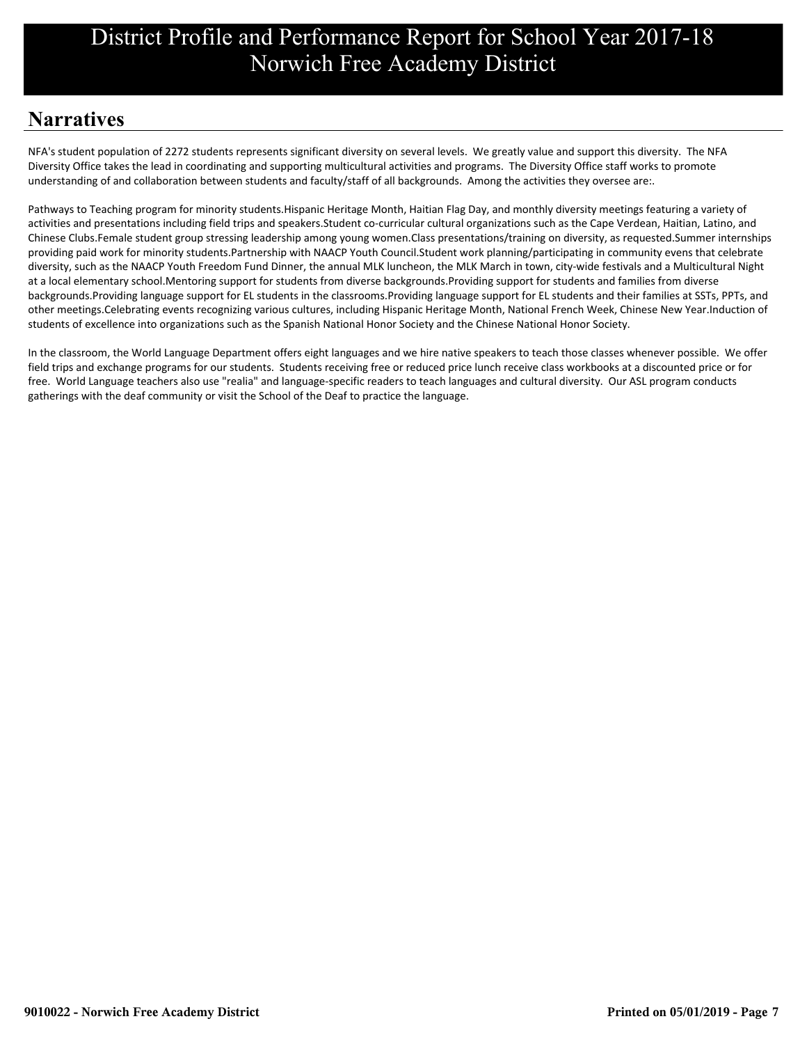## Narratives

NFA's student population of 2272 students represents significant diversity on several levels. We greatly value and support this diversity. The NFA Diversity Office takes the lead in coordinating and supporting multicultural activities and programs. The Diversity Office staff works to promote understanding of and collaboration between students and faculty/staff of all backgrounds. Among the activities they oversee are:.

Pathways to Teaching program for minority students.Hispanic Heritage Month, Haitian Flag Day, and monthly diversity meetings featuring a variety of activities and presentations including field trips and speakers.Student co-curricular cultural organizations such as the Cape Verdean, Haitian, Latino, and Chinese Clubs.Female student group stressing leadership among young women.Class presentations/training on diversity, as requested.Summer internships providing paid work for minority students.Partnership with NAACP Youth Council.Student work planning/participating in community evens that celebrate diversity, such as the NAACP Youth Freedom Fund Dinner, the annual MLK luncheon, the MLK March in town, city-wide festivals and a Multicultural Night at a local elementary school.Mentoring support for students from diverse backgrounds.Providing support for students and families from diverse backgrounds.Providing language support for EL students in the classrooms.Providing language support for EL students and their families at SSTs, PPTs, and other meetings.Celebrating events recognizing various cultures, including Hispanic Heritage Month, National French Week, Chinese New Year.Induction of students of excellence into organizations such as the Spanish National Honor Society and the Chinese National Honor Society.

In the classroom, the World Language Department offers eight languages and we hire native speakers to teach those classes whenever possible. We offer field trips and exchange programs for our students. Students receiving free or reduced price lunch receive class workbooks at a discounted price or for free. World Language teachers also use "realia" and language-specific readers to teach languages and cultural diversity. Our ASL program conducts gatherings with the deaf community or visit the School of the Deaf to practice the language.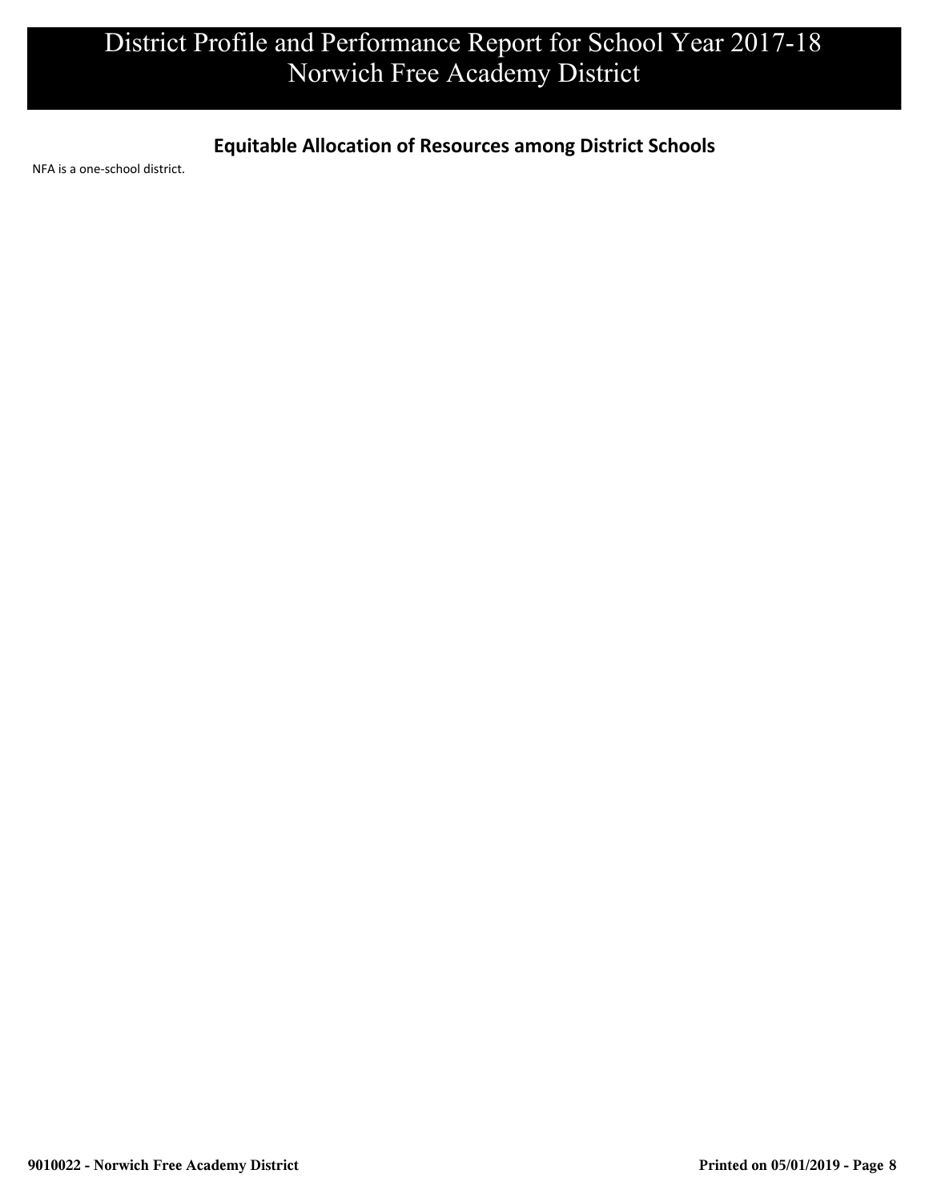## Equitable Allocation of Resources among District Schools

NFA is a one-school district.